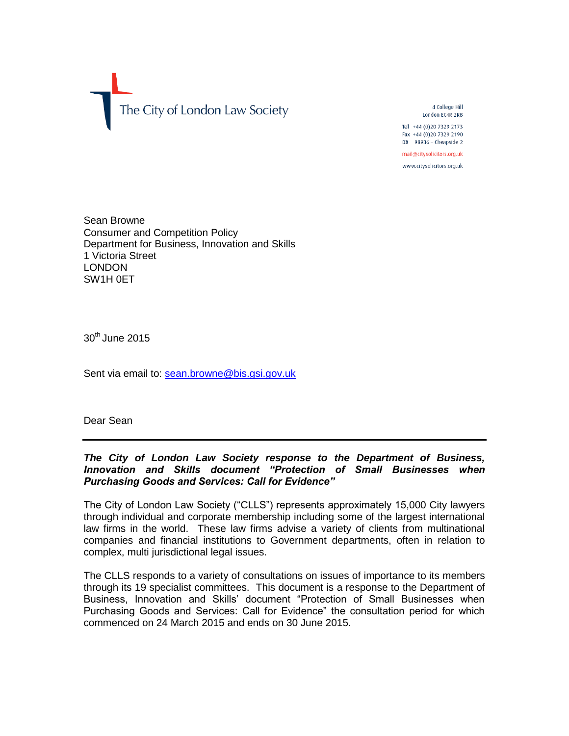The City of London Law Society

4 College Hill
London EC4R 2RB

Tel +44 (0)20 7329 2173
Fax +44 (0)20 7329 2190
DX 98936 – Cheapside 2

mail@citysolicitors.org.uk

www.citysolicitors.org.uk

Sean Browne
Consumer and Competition Policy
Department for Business, Innovation and Skills
1 Victoria Street
LONDON
SW1H 0ET

30th June 2015

Sent via email to: sean.browne@bis.gsi.gov.uk

Dear Sean

---

***The City of London Law Society response to the Department of Business, Innovation and Skills document "Protection of Small Businesses when Purchasing Goods and Services: Call for Evidence"***

The City of London Law Society ("CLLS") represents approximately 15,000 City lawyers through individual and corporate membership including some of the largest international law firms in the world. These law firms advise a variety of clients from multinational companies and financial institutions to Government departments, often in relation to complex, multi jurisdictional legal issues.

The CLLS responds to a variety of consultations on issues of importance to its members through its 19 specialist committees. This document is a response to the Department of Business, Innovation and Skills' document "Protection of Small Businesses when Purchasing Goods and Services: Call for Evidence" the consultation period for which commenced on 24 March 2015 and ends on 30 June 2015.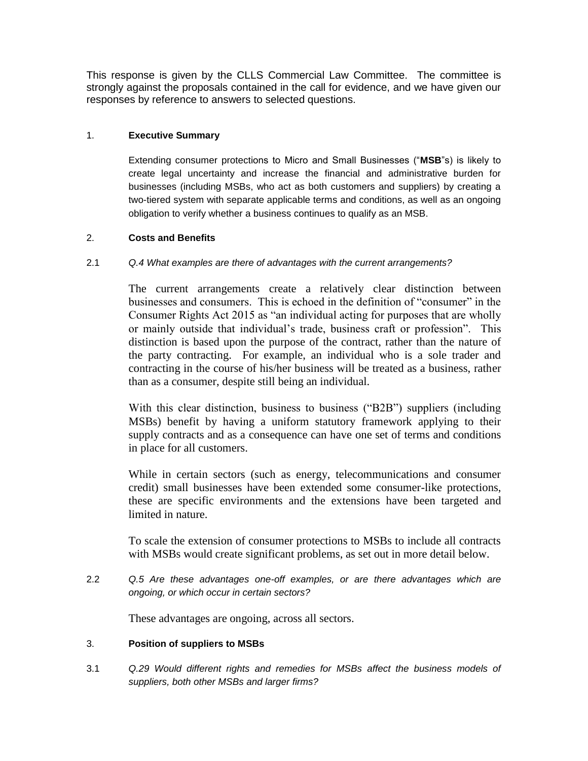This response is given by the CLLS Commercial Law Committee. The committee is strongly against the proposals contained in the call for evidence, and we have given our responses by reference to answers to selected questions.

## 1. Executive Summary

Extending consumer protections to Micro and Small Businesses ("**MSB**"s) is likely to create legal uncertainty and increase the financial and administrative burden for businesses (including MSBs, who act as both customers and suppliers) by creating a two-tiered system with separate applicable terms and conditions, as well as an ongoing obligation to verify whether a business continues to qualify as an MSB.

## 2. Costs and Benefits

2.1 *Q.4 What examples are there of advantages with the current arrangements?*

The current arrangements create a relatively clear distinction between businesses and consumers. This is echoed in the definition of "consumer" in the Consumer Rights Act 2015 as "an individual acting for purposes that are wholly or mainly outside that individual's trade, business craft or profession". This distinction is based upon the purpose of the contract, rather than the nature of the party contracting. For example, an individual who is a sole trader and contracting in the course of his/her business will be treated as a business, rather than as a consumer, despite still being an individual.

With this clear distinction, business to business ("B2B") suppliers (including MSBs) benefit by having a uniform statutory framework applying to their supply contracts and as a consequence can have one set of terms and conditions in place for all customers.

While in certain sectors (such as energy, telecommunications and consumer credit) small businesses have been extended some consumer-like protections, these are specific environments and the extensions have been targeted and limited in nature.

To scale the extension of consumer protections to MSBs to include all contracts with MSBs would create significant problems, as set out in more detail below.

2.2 *Q.5 Are these advantages one-off examples, or are there advantages which are ongoing, or which occur in certain sectors?*

These advantages are ongoing, across all sectors.

## 3. Position of suppliers to MSBs

3.1 *Q.29 Would different rights and remedies for MSBs affect the business models of suppliers, both other MSBs and larger firms?*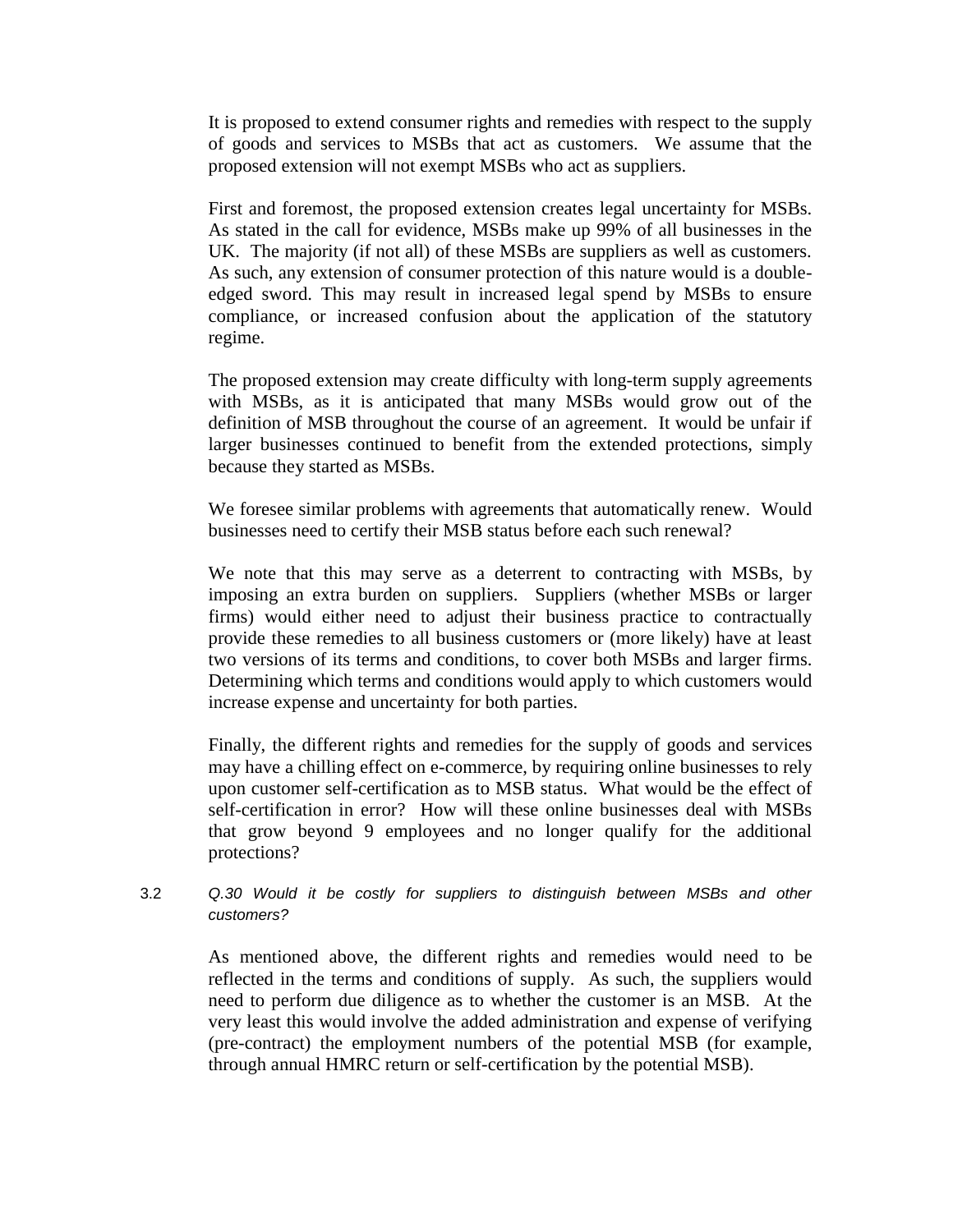It is proposed to extend consumer rights and remedies with respect to the supply of goods and services to MSBs that act as customers. We assume that the proposed extension will not exempt MSBs who act as suppliers.

First and foremost, the proposed extension creates legal uncertainty for MSBs. As stated in the call for evidence, MSBs make up 99% of all businesses in the UK. The majority (if not all) of these MSBs are suppliers as well as customers. As such, any extension of consumer protection of this nature would is a double-edged sword. This may result in increased legal spend by MSBs to ensure compliance, or increased confusion about the application of the statutory regime.

The proposed extension may create difficulty with long-term supply agreements with MSBs, as it is anticipated that many MSBs would grow out of the definition of MSB throughout the course of an agreement. It would be unfair if larger businesses continued to benefit from the extended protections, simply because they started as MSBs.

We foresee similar problems with agreements that automatically renew. Would businesses need to certify their MSB status before each such renewal?

We note that this may serve as a deterrent to contracting with MSBs, by imposing an extra burden on suppliers. Suppliers (whether MSBs or larger firms) would either need to adjust their business practice to contractually provide these remedies to all business customers or (more likely) have at least two versions of its terms and conditions, to cover both MSBs and larger firms. Determining which terms and conditions would apply to which customers would increase expense and uncertainty for both parties.

Finally, the different rights and remedies for the supply of goods and services may have a chilling effect on e-commerce, by requiring online businesses to rely upon customer self-certification as to MSB status. What would be the effect of self-certification in error? How will these online businesses deal with MSBs that grow beyond 9 employees and no longer qualify for the additional protections?

3.2 *Q.30 Would it be costly for suppliers to distinguish between MSBs and other customers?*

As mentioned above, the different rights and remedies would need to be reflected in the terms and conditions of supply. As such, the suppliers would need to perform due diligence as to whether the customer is an MSB. At the very least this would involve the added administration and expense of verifying (pre-contract) the employment numbers of the potential MSB (for example, through annual HMRC return or self-certification by the potential MSB).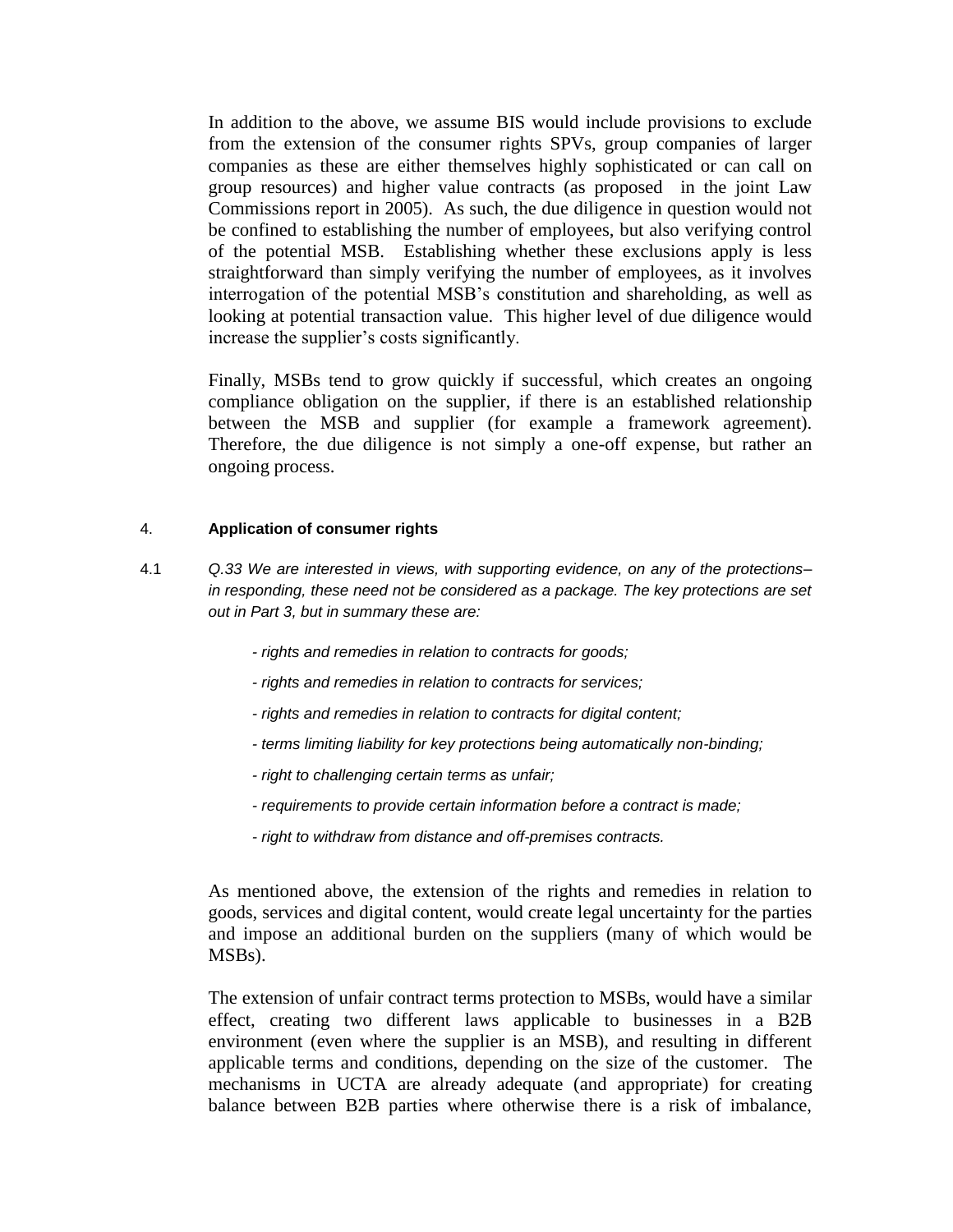In addition to the above, we assume BIS would include provisions to exclude from the extension of the consumer rights SPVs, group companies of larger companies as these are either themselves highly sophisticated or can call on group resources) and higher value contracts (as proposed in the joint Law Commissions report in 2005). As such, the due diligence in question would not be confined to establishing the number of employees, but also verifying control of the potential MSB. Establishing whether these exclusions apply is less straightforward than simply verifying the number of employees, as it involves interrogation of the potential MSB's constitution and shareholding, as well as looking at potential transaction value. This higher level of due diligence would increase the supplier's costs significantly.

Finally, MSBs tend to grow quickly if successful, which creates an ongoing compliance obligation on the supplier, if there is an established relationship between the MSB and supplier (for example a framework agreement). Therefore, the due diligence is not simply a one-off expense, but rather an ongoing process.

## 4. Application of consumer rights

4.1 *Q.33 We are interested in views, with supporting evidence, on any of the protections– in responding, these need not be considered as a package. The key protections are set out in Part 3, but in summary these are:*

- *rights and remedies in relation to contracts for goods;*
- *rights and remedies in relation to contracts for services;*
- *rights and remedies in relation to contracts for digital content;*
- *terms limiting liability for key protections being automatically non-binding;*
- *right to challenging certain terms as unfair;*
- *requirements to provide certain information before a contract is made;*
- *right to withdraw from distance and off-premises contracts.*

As mentioned above, the extension of the rights and remedies in relation to goods, services and digital content, would create legal uncertainty for the parties and impose an additional burden on the suppliers (many of which would be MSBs).

The extension of unfair contract terms protection to MSBs, would have a similar effect, creating two different laws applicable to businesses in a B2B environment (even where the supplier is an MSB), and resulting in different applicable terms and conditions, depending on the size of the customer. The mechanisms in UCTA are already adequate (and appropriate) for creating balance between B2B parties where otherwise there is a risk of imbalance,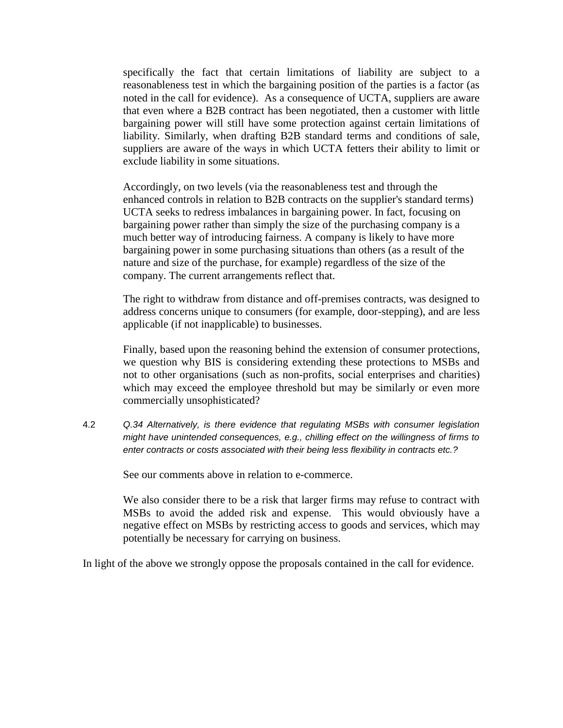specifically the fact that certain limitations of liability are subject to a reasonableness test in which the bargaining position of the parties is a factor (as noted in the call for evidence). As a consequence of UCTA, suppliers are aware that even where a B2B contract has been negotiated, then a customer with little bargaining power will still have some protection against certain limitations of liability. Similarly, when drafting B2B standard terms and conditions of sale, suppliers are aware of the ways in which UCTA fetters their ability to limit or exclude liability in some situations.

Accordingly, on two levels (via the reasonableness test and through the enhanced controls in relation to B2B contracts on the supplier's standard terms) UCTA seeks to redress imbalances in bargaining power. In fact, focusing on bargaining power rather than simply the size of the purchasing company is a much better way of introducing fairness. A company is likely to have more bargaining power in some purchasing situations than others (as a result of the nature and size of the purchase, for example) regardless of the size of the company. The current arrangements reflect that.

The right to withdraw from distance and off-premises contracts, was designed to address concerns unique to consumers (for example, door-stepping), and are less applicable (if not inapplicable) to businesses.

Finally, based upon the reasoning behind the extension of consumer protections, we question why BIS is considering extending these protections to MSBs and not to other organisations (such as non-profits, social enterprises and charities) which may exceed the employee threshold but may be similarly or even more commercially unsophisticated?

4.2 *Q.34 Alternatively, is there evidence that regulating MSBs with consumer legislation might have unintended consequences, e.g., chilling effect on the willingness of firms to enter contracts or costs associated with their being less flexibility in contracts etc.?*

See our comments above in relation to e-commerce.

We also consider there to be a risk that larger firms may refuse to contract with MSBs to avoid the added risk and expense. This would obviously have a negative effect on MSBs by restricting access to goods and services, which may potentially be necessary for carrying on business.

In light of the above we strongly oppose the proposals contained in the call for evidence.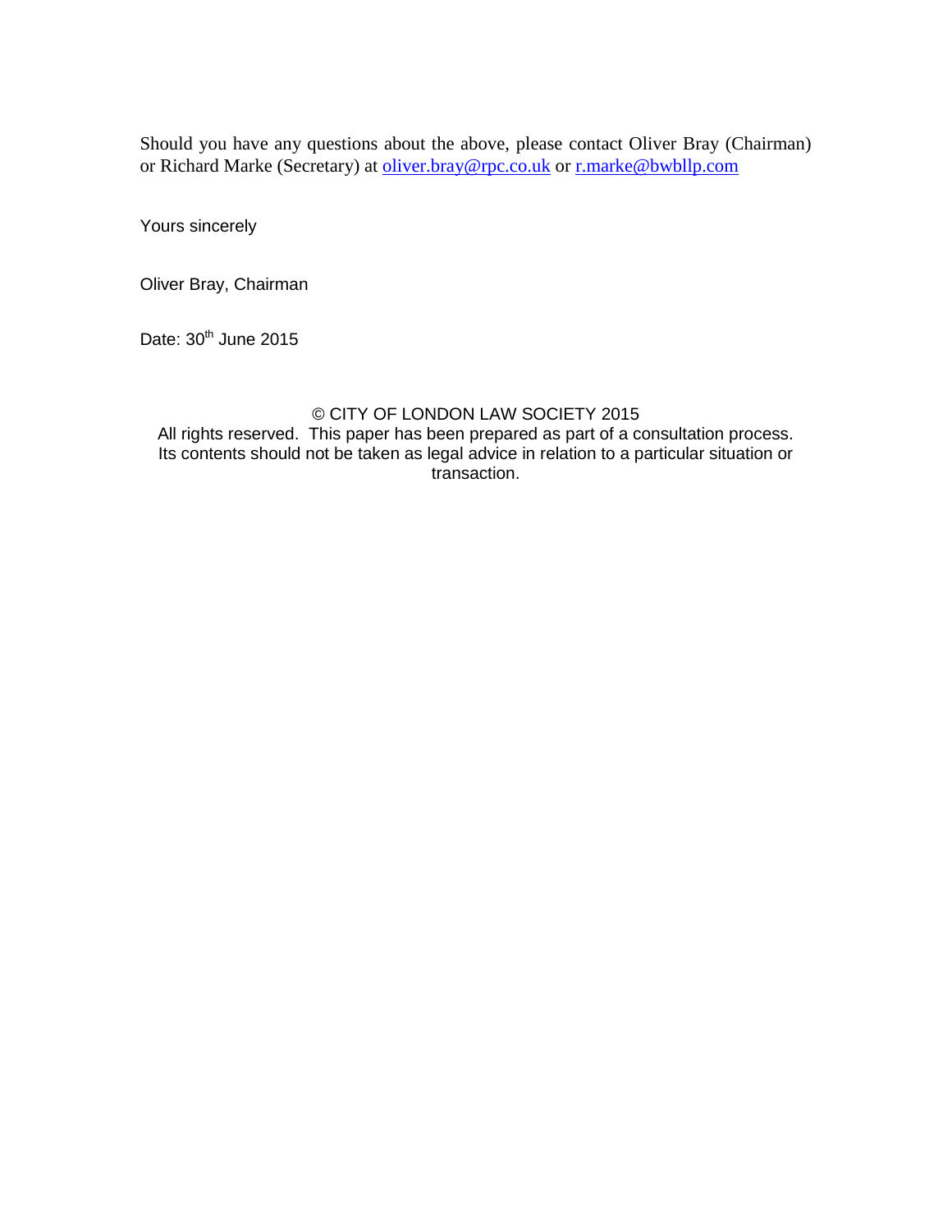Should you have any questions about the above, please contact Oliver Bray (Chairman) or Richard Marke (Secretary) at oliver.bray@rpc.co.uk or r.marke@bwbllp.com

Yours sincerely

Oliver Bray, Chairman

Date: 30th June 2015

© CITY OF LONDON LAW SOCIETY 2015
All rights reserved. This paper has been prepared as part of a consultation process. Its contents should not be taken as legal advice in relation to a particular situation or transaction.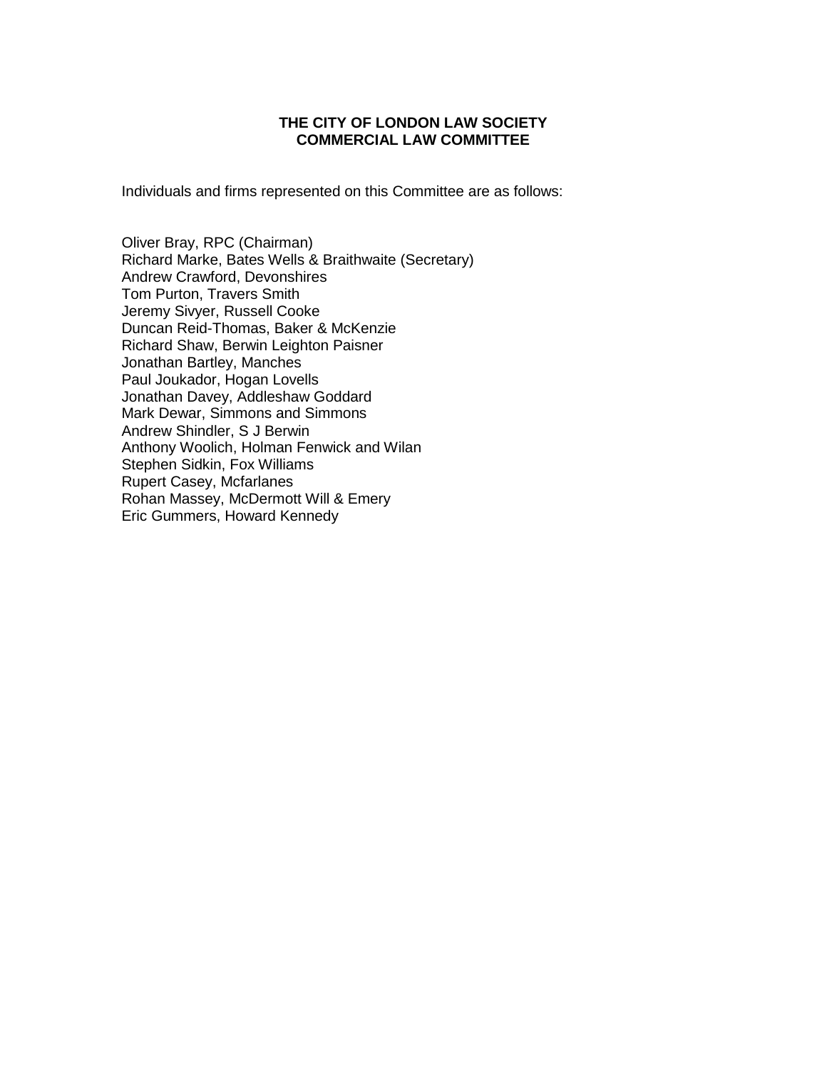**THE CITY OF LONDON LAW SOCIETY**
**COMMERCIAL LAW COMMITTEE**

Individuals and firms represented on this Committee are as follows:

Oliver Bray, RPC (Chairman)
Richard Marke, Bates Wells & Braithwaite (Secretary)
Andrew Crawford, Devonshires
Tom Purton, Travers Smith
Jeremy Sivyer, Russell Cooke
Duncan Reid-Thomas, Baker & McKenzie
Richard Shaw, Berwin Leighton Paisner
Jonathan Bartley, Manches
Paul Joukador, Hogan Lovells
Jonathan Davey, Addleshaw Goddard
Mark Dewar, Simmons and Simmons
Andrew Shindler, S J Berwin
Anthony Woolich, Holman Fenwick and Wilan
Stephen Sidkin, Fox Williams
Rupert Casey, Mcfarlanes
Rohan Massey, McDermott Will & Emery
Eric Gummers, Howard Kennedy